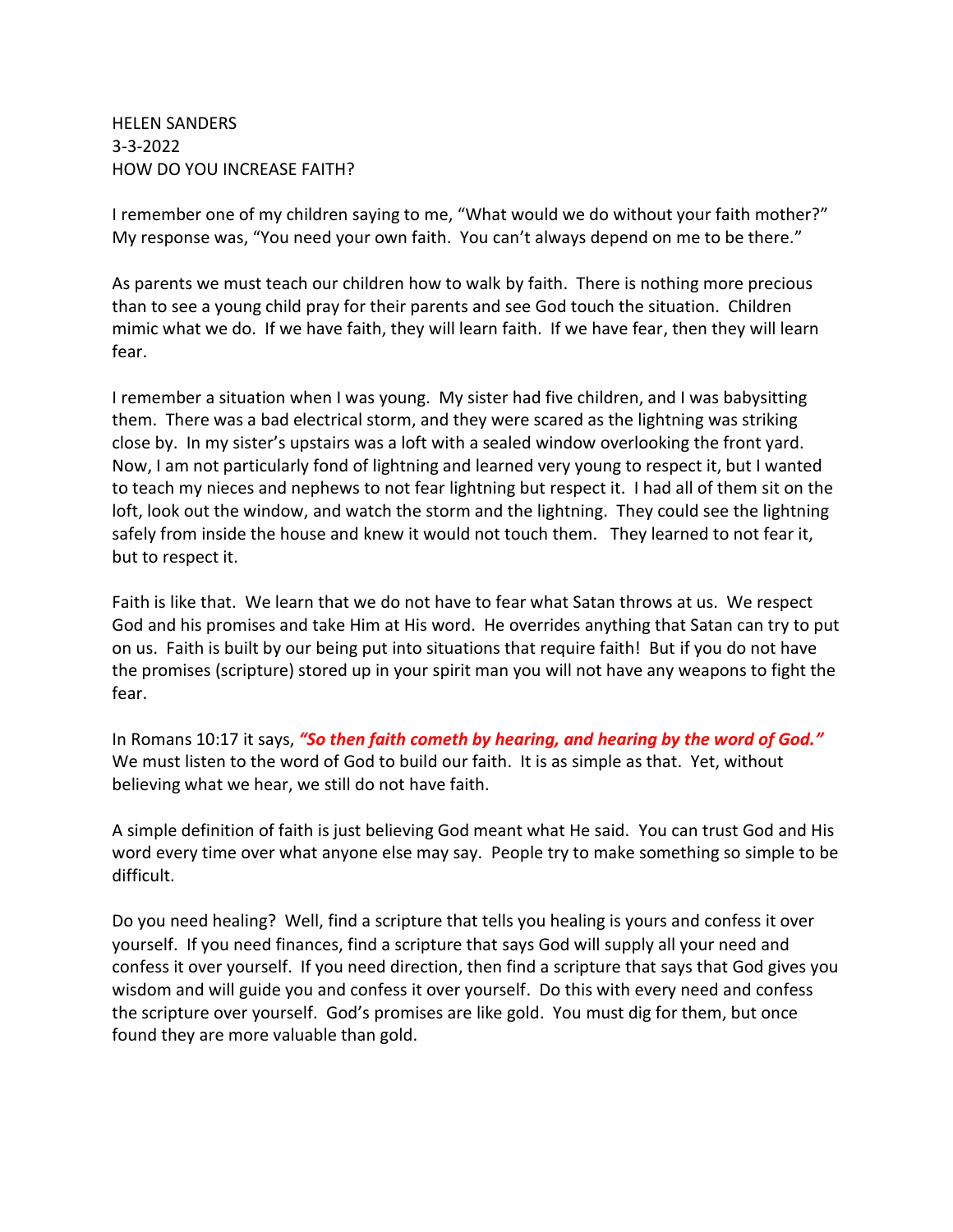HELEN SANDERS
3-3-2022
HOW DO YOU INCREASE FAITH?

I remember one of my children saying to me, "What would we do without your faith mother?" My response was, "You need your own faith. You can't always depend on me to be there."

As parents we must teach our children how to walk by faith. There is nothing more precious than to see a young child pray for their parents and see God touch the situation. Children mimic what we do. If we have faith, they will learn faith. If we have fear, then they will learn fear.

I remember a situation when I was young. My sister had five children, and I was babysitting them. There was a bad electrical storm, and they were scared as the lightning was striking close by. In my sister's upstairs was a loft with a sealed window overlooking the front yard. Now, I am not particularly fond of lightning and learned very young to respect it, but I wanted to teach my nieces and nephews to not fear lightning but respect it. I had all of them sit on the loft, look out the window, and watch the storm and the lightning. They could see the lightning safely from inside the house and knew it would not touch them. They learned to not fear it, but to respect it.

Faith is like that. We learn that we do not have to fear what Satan throws at us. We respect God and his promises and take Him at His word. He overrides anything that Satan can try to put on us. Faith is built by our being put into situations that require faith! But if you do not have the promises (scripture) stored up in your spirit man you will not have any weapons to fight the fear.

In Romans 10:17 it says, ***"So then faith cometh by hearing, and hearing by the word of God."*** We must listen to the word of God to build our faith. It is as simple as that. Yet, without believing what we hear, we still do not have faith.

A simple definition of faith is just believing God meant what He said. You can trust God and His word every time over what anyone else may say. People try to make something so simple to be difficult.

Do you need healing? Well, find a scripture that tells you healing is yours and confess it over yourself. If you need finances, find a scripture that says God will supply all your need and confess it over yourself. If you need direction, then find a scripture that says that God gives you wisdom and will guide you and confess it over yourself. Do this with every need and confess the scripture over yourself. God's promises are like gold. You must dig for them, but once found they are more valuable than gold.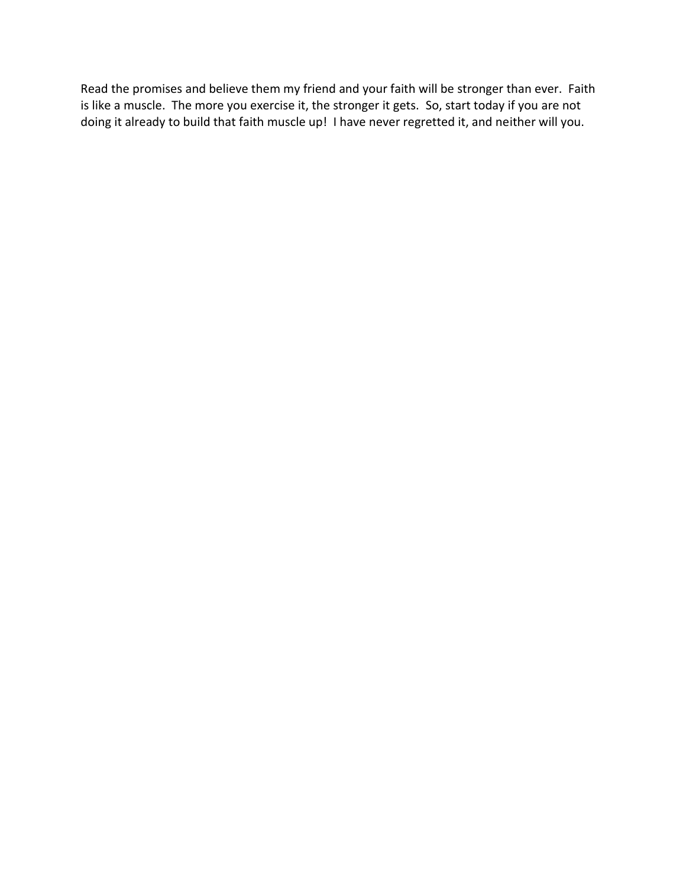Read the promises and believe them my friend and your faith will be stronger than ever. Faith is like a muscle. The more you exercise it, the stronger it gets. So, start today if you are not doing it already to build that faith muscle up! I have never regretted it, and neither will you.